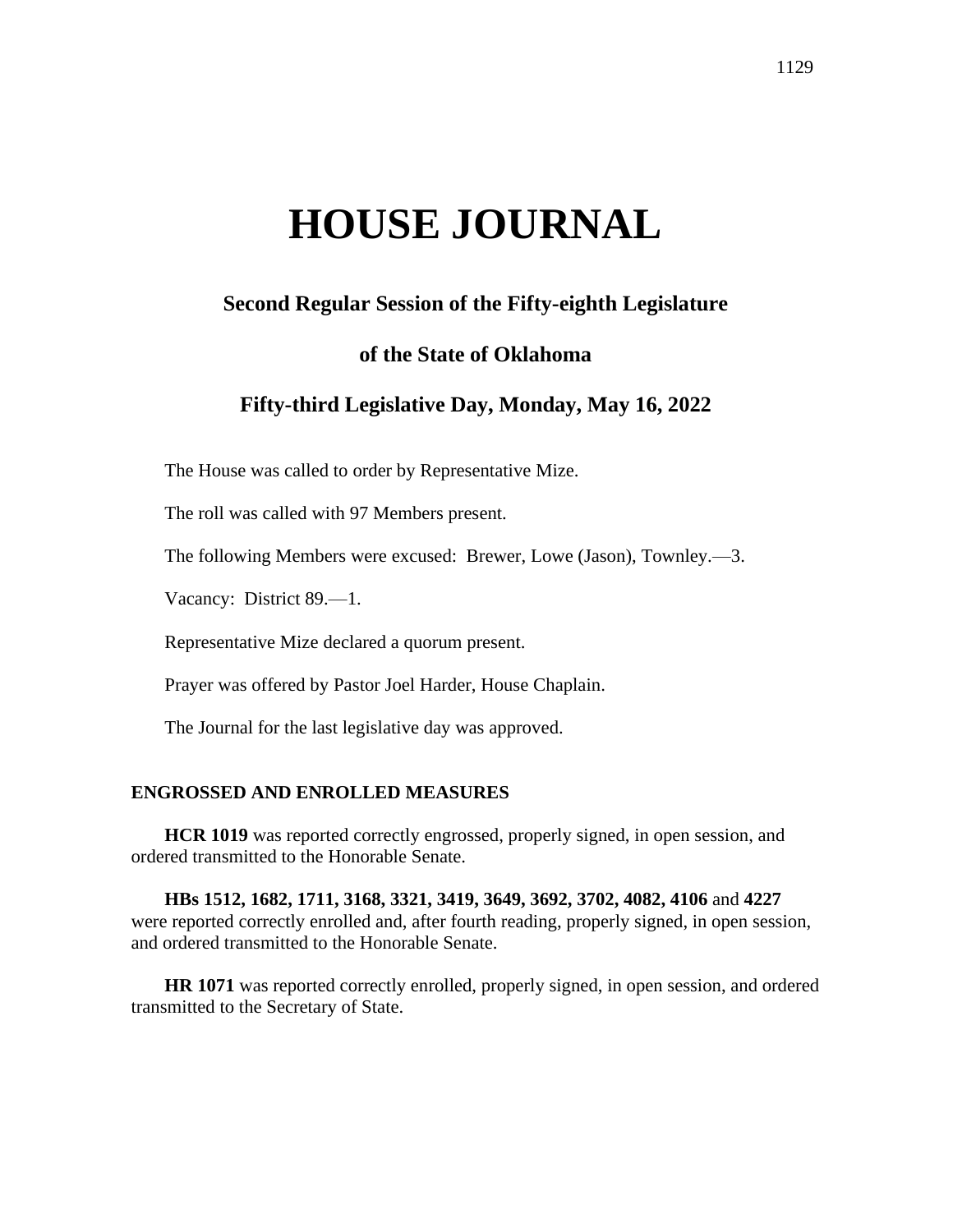# HOUSE JOURNAL

## Second Regular Session of the Fifty-eighth Legislature

## of the State of Oklahoma

## Fifty-third Legislative Day, Monday, May 16, 2022

The House was called to order by Representative Mize.

The roll was called with 97 Members present.

The following Members were excused: Brewer, Lowe (Jason), Townley.—3.

Vacancy: District 89.—1.

Representative Mize declared a quorum present.

Prayer was offered by Pastor Joel Harder, House Chaplain.

The Journal for the last legislative day was approved.

### ENGROSSED AND ENROLLED MEASURES

**HCR 1019** was reported correctly engrossed, properly signed, in open session, and ordered transmitted to the Honorable Senate.

**HBs 1512, 1682, 1711, 3168, 3321, 3419, 3649, 3692, 3702, 4082, 4106** and **4227** were reported correctly enrolled and, after fourth reading, properly signed, in open session, and ordered transmitted to the Honorable Senate.

**HR 1071** was reported correctly enrolled, properly signed, in open session, and ordered transmitted to the Secretary of State.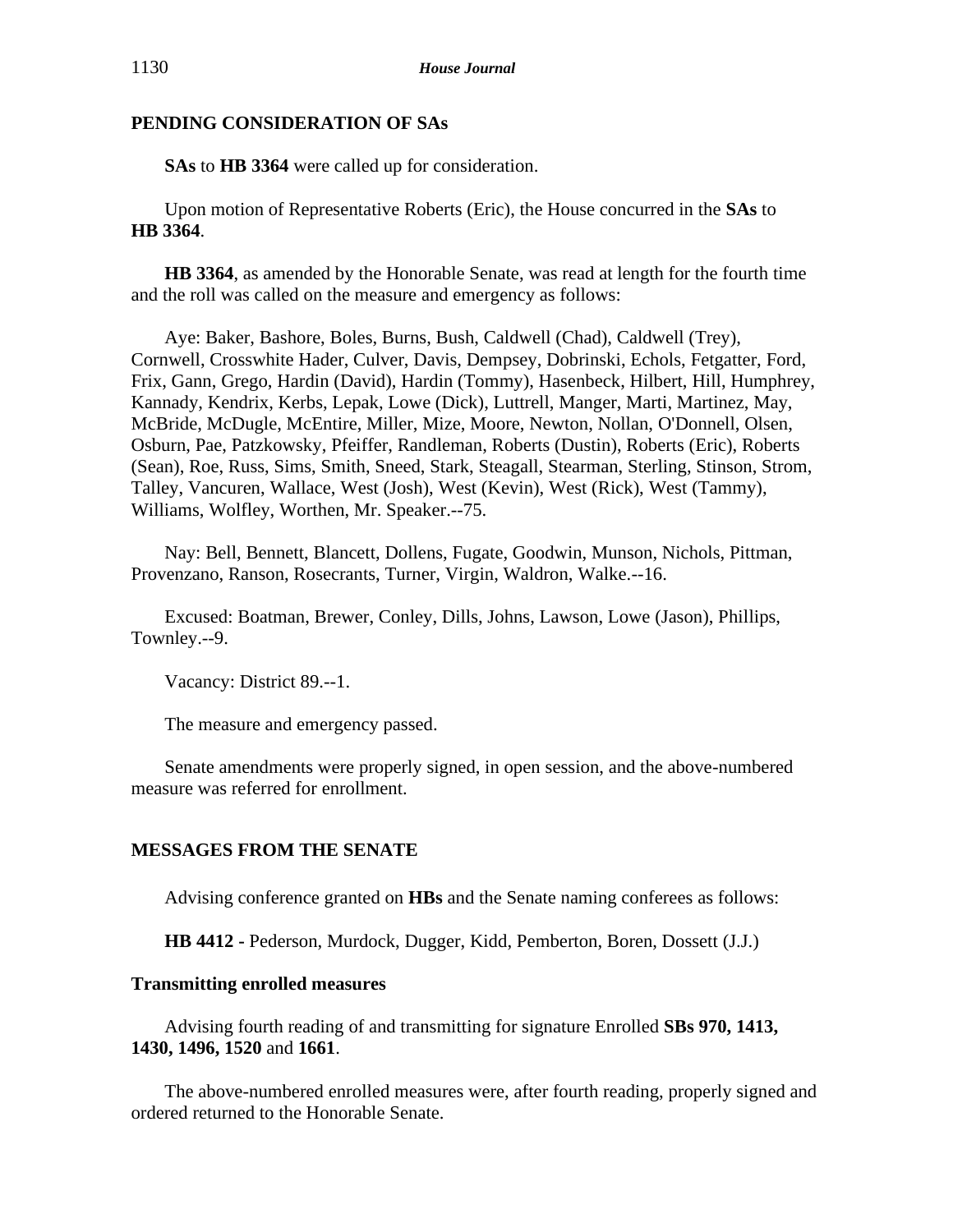## PENDING CONSIDERATION OF SAs

**SAs** to **HB 3364** were called up for consideration.

Upon motion of Representative Roberts (Eric), the House concurred in the **SAs** to **HB 3364**.

**HB 3364**, as amended by the Honorable Senate, was read at length for the fourth time and the roll was called on the measure and emergency as follows:

Aye: Baker, Bashore, Boles, Burns, Bush, Caldwell (Chad), Caldwell (Trey), Cornwell, Crosswhite Hader, Culver, Davis, Dempsey, Dobrinski, Echols, Fetgatter, Ford, Frix, Gann, Grego, Hardin (David), Hardin (Tommy), Hasenbeck, Hilbert, Hill, Humphrey, Kannady, Kendrix, Kerbs, Lepak, Lowe (Dick), Luttrell, Manger, Marti, Martinez, May, McBride, McDugle, McEntire, Miller, Mize, Moore, Newton, Nollan, O'Donnell, Olsen, Osburn, Pae, Patzkowsky, Pfeiffer, Randleman, Roberts (Dustin), Roberts (Eric), Roberts (Sean), Roe, Russ, Sims, Smith, Sneed, Stark, Steagall, Stearman, Sterling, Stinson, Strom, Talley, Vancuren, Wallace, West (Josh), West (Kevin), West (Rick), West (Tammy), Williams, Wolfley, Worthen, Mr. Speaker.--75.

Nay: Bell, Bennett, Blancett, Dollens, Fugate, Goodwin, Munson, Nichols, Pittman, Provenzano, Ranson, Rosecrants, Turner, Virgin, Waldron, Walke.--16.

Excused: Boatman, Brewer, Conley, Dills, Johns, Lawson, Lowe (Jason), Phillips, Townley.--9.

Vacancy: District 89.--1.

The measure and emergency passed.

Senate amendments were properly signed, in open session, and the above-numbered measure was referred for enrollment.

## MESSAGES FROM THE SENATE

Advising conference granted on **HBs** and the Senate naming conferees as follows:

**HB 4412 -** Pederson, Murdock, Dugger, Kidd, Pemberton, Boren, Dossett (J.J.)

### Transmitting enrolled measures

Advising fourth reading of and transmitting for signature Enrolled **SBs 970, 1413, 1430, 1496, 1520** and **1661**.

The above-numbered enrolled measures were, after fourth reading, properly signed and ordered returned to the Honorable Senate.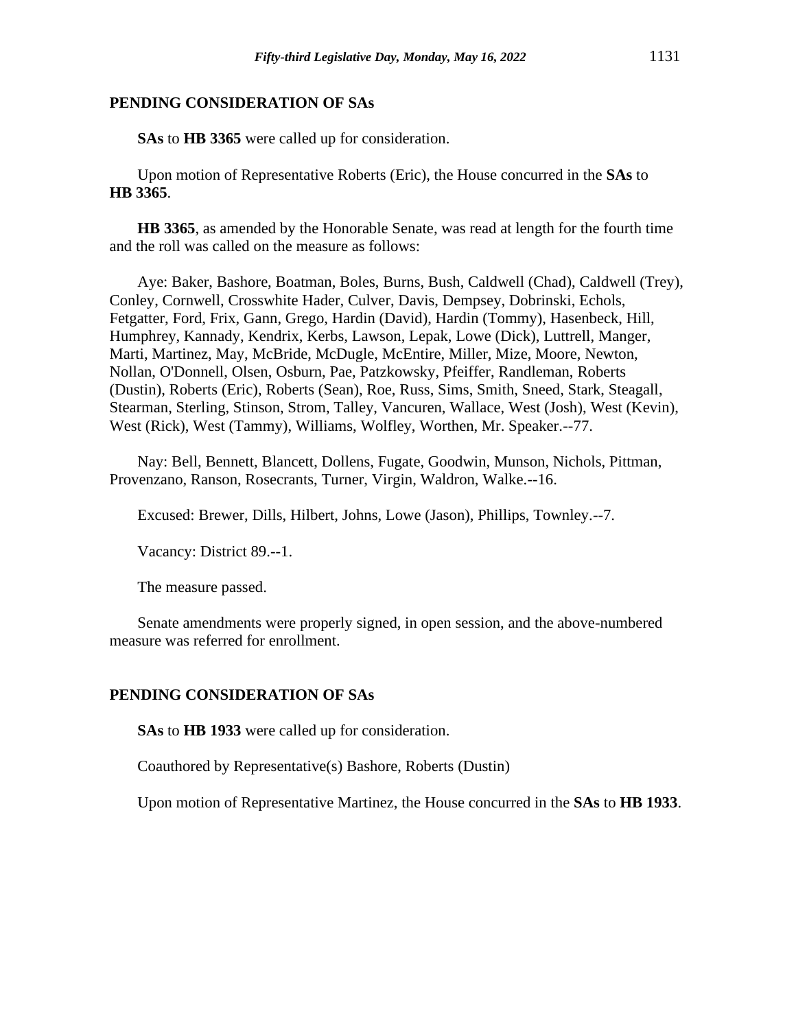## PENDING CONSIDERATION OF SAs

**SAs** to **HB 3365** were called up for consideration.

Upon motion of Representative Roberts (Eric), the House concurred in the **SAs** to **HB 3365**.

**HB 3365**, as amended by the Honorable Senate, was read at length for the fourth time and the roll was called on the measure as follows:

Aye: Baker, Bashore, Boatman, Boles, Burns, Bush, Caldwell (Chad), Caldwell (Trey), Conley, Cornwell, Crosswhite Hader, Culver, Davis, Dempsey, Dobrinski, Echols, Fetgatter, Ford, Frix, Gann, Grego, Hardin (David), Hardin (Tommy), Hasenbeck, Hill, Humphrey, Kannady, Kendrix, Kerbs, Lawson, Lepak, Lowe (Dick), Luttrell, Manger, Marti, Martinez, May, McBride, McDugle, McEntire, Miller, Mize, Moore, Newton, Nollan, O'Donnell, Olsen, Osburn, Pae, Patzkowsky, Pfeiffer, Randleman, Roberts (Dustin), Roberts (Eric), Roberts (Sean), Roe, Russ, Sims, Smith, Sneed, Stark, Steagall, Stearman, Sterling, Stinson, Strom, Talley, Vancuren, Wallace, West (Josh), West (Kevin), West (Rick), West (Tammy), Williams, Wolfley, Worthen, Mr. Speaker.--77.

Nay: Bell, Bennett, Blancett, Dollens, Fugate, Goodwin, Munson, Nichols, Pittman, Provenzano, Ranson, Rosecrants, Turner, Virgin, Waldron, Walke.--16.

Excused: Brewer, Dills, Hilbert, Johns, Lowe (Jason), Phillips, Townley.--7.

Vacancy: District 89.--1.

The measure passed.

Senate amendments were properly signed, in open session, and the above-numbered measure was referred for enrollment.

## PENDING CONSIDERATION OF SAs

**SAs** to **HB 1933** were called up for consideration.

Coauthored by Representative(s) Bashore, Roberts (Dustin)

Upon motion of Representative Martinez, the House concurred in the **SAs** to **HB 1933**.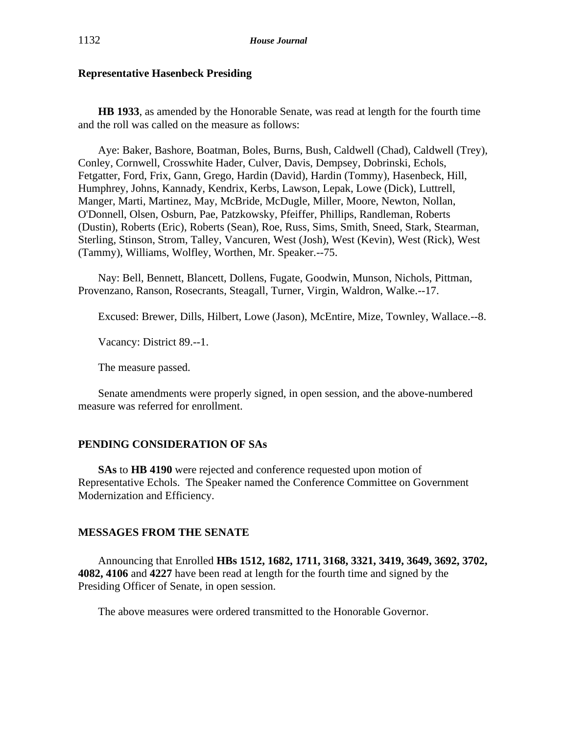**Representative Hasenbeck Presiding**

**HB 1933**, as amended by the Honorable Senate, was read at length for the fourth time and the roll was called on the measure as follows:

Aye: Baker, Bashore, Boatman, Boles, Burns, Bush, Caldwell (Chad), Caldwell (Trey), Conley, Cornwell, Crosswhite Hader, Culver, Davis, Dempsey, Dobrinski, Echols, Fetgatter, Ford, Frix, Gann, Grego, Hardin (David), Hardin (Tommy), Hasenbeck, Hill, Humphrey, Johns, Kannady, Kendrix, Kerbs, Lawson, Lepak, Lowe (Dick), Luttrell, Manger, Marti, Martinez, May, McBride, McDugle, Miller, Moore, Newton, Nollan, O'Donnell, Olsen, Osburn, Pae, Patzkowsky, Pfeiffer, Phillips, Randleman, Roberts (Dustin), Roberts (Eric), Roberts (Sean), Roe, Russ, Sims, Smith, Sneed, Stark, Stearman, Sterling, Stinson, Strom, Talley, Vancuren, West (Josh), West (Kevin), West (Rick), West (Tammy), Williams, Wolfley, Worthen, Mr. Speaker.--75.

Nay: Bell, Bennett, Blancett, Dollens, Fugate, Goodwin, Munson, Nichols, Pittman, Provenzano, Ranson, Rosecrants, Steagall, Turner, Virgin, Waldron, Walke.--17.

Excused: Brewer, Dills, Hilbert, Lowe (Jason), McEntire, Mize, Townley, Wallace.--8.

Vacancy: District 89.--1.

The measure passed.

Senate amendments were properly signed, in open session, and the above-numbered measure was referred for enrollment.

## PENDING CONSIDERATION OF SAs

**SAs** to **HB 4190** were rejected and conference requested upon motion of Representative Echols. The Speaker named the Conference Committee on Government Modernization and Efficiency.

## MESSAGES FROM THE SENATE

Announcing that Enrolled **HBs 1512, 1682, 1711, 3168, 3321, 3419, 3649, 3692, 3702, 4082, 4106** and **4227** have been read at length for the fourth time and signed by the Presiding Officer of Senate, in open session.

The above measures were ordered transmitted to the Honorable Governor.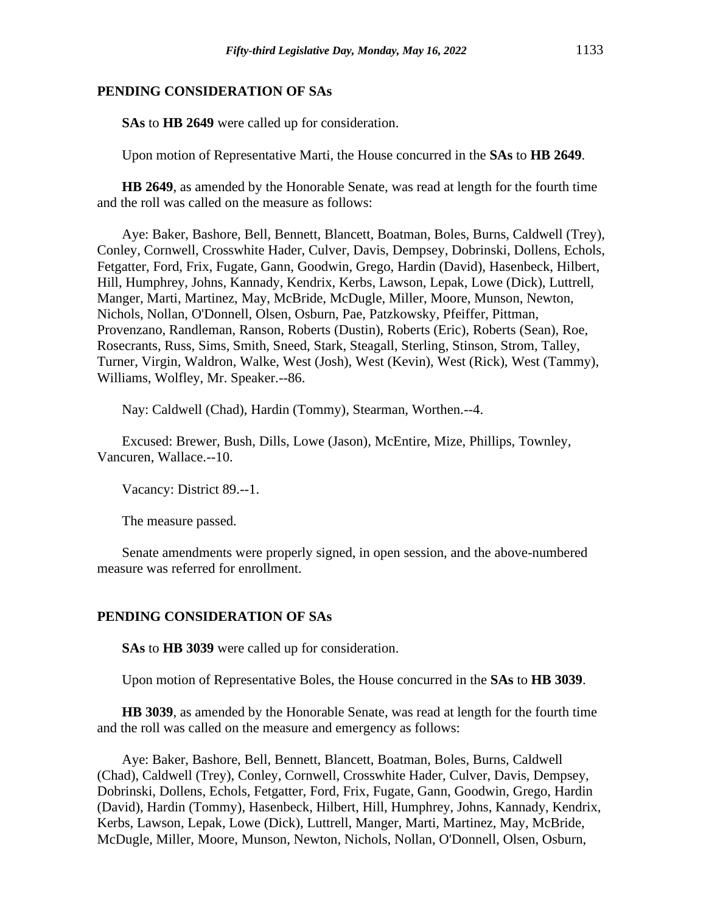## PENDING CONSIDERATION OF SAs

**SAs** to **HB 2649** were called up for consideration.

Upon motion of Representative Marti, the House concurred in the **SAs** to **HB 2649**.

**HB 2649**, as amended by the Honorable Senate, was read at length for the fourth time and the roll was called on the measure as follows:

Aye: Baker, Bashore, Bell, Bennett, Blancett, Boatman, Boles, Burns, Caldwell (Trey), Conley, Cornwell, Crosswhite Hader, Culver, Davis, Dempsey, Dobrinski, Dollens, Echols, Fetgatter, Ford, Frix, Fugate, Gann, Goodwin, Grego, Hardin (David), Hasenbeck, Hilbert, Hill, Humphrey, Johns, Kannady, Kendrix, Kerbs, Lawson, Lepak, Lowe (Dick), Luttrell, Manger, Marti, Martinez, May, McBride, McDugle, Miller, Moore, Munson, Newton, Nichols, Nollan, O'Donnell, Olsen, Osburn, Pae, Patzkowsky, Pfeiffer, Pittman, Provenzano, Randleman, Ranson, Roberts (Dustin), Roberts (Eric), Roberts (Sean), Roe, Rosecrants, Russ, Sims, Smith, Sneed, Stark, Steagall, Sterling, Stinson, Strom, Talley, Turner, Virgin, Waldron, Walke, West (Josh), West (Kevin), West (Rick), West (Tammy), Williams, Wolfley, Mr. Speaker.--86.

Nay: Caldwell (Chad), Hardin (Tommy), Stearman, Worthen.--4.

Excused: Brewer, Bush, Dills, Lowe (Jason), McEntire, Mize, Phillips, Townley, Vancuren, Wallace.--10.

Vacancy: District 89.--1.

The measure passed.

Senate amendments were properly signed, in open session, and the above-numbered measure was referred for enrollment.

## PENDING CONSIDERATION OF SAs

**SAs** to **HB 3039** were called up for consideration.

Upon motion of Representative Boles, the House concurred in the **SAs** to **HB 3039**.

**HB 3039**, as amended by the Honorable Senate, was read at length for the fourth time and the roll was called on the measure and emergency as follows:

Aye: Baker, Bashore, Bell, Bennett, Blancett, Boatman, Boles, Burns, Caldwell (Chad), Caldwell (Trey), Conley, Cornwell, Crosswhite Hader, Culver, Davis, Dempsey, Dobrinski, Dollens, Echols, Fetgatter, Ford, Frix, Fugate, Gann, Goodwin, Grego, Hardin (David), Hardin (Tommy), Hasenbeck, Hilbert, Hill, Humphrey, Johns, Kannady, Kendrix, Kerbs, Lawson, Lepak, Lowe (Dick), Luttrell, Manger, Marti, Martinez, May, McBride, McDugle, Miller, Moore, Munson, Newton, Nichols, Nollan, O'Donnell, Olsen, Osburn,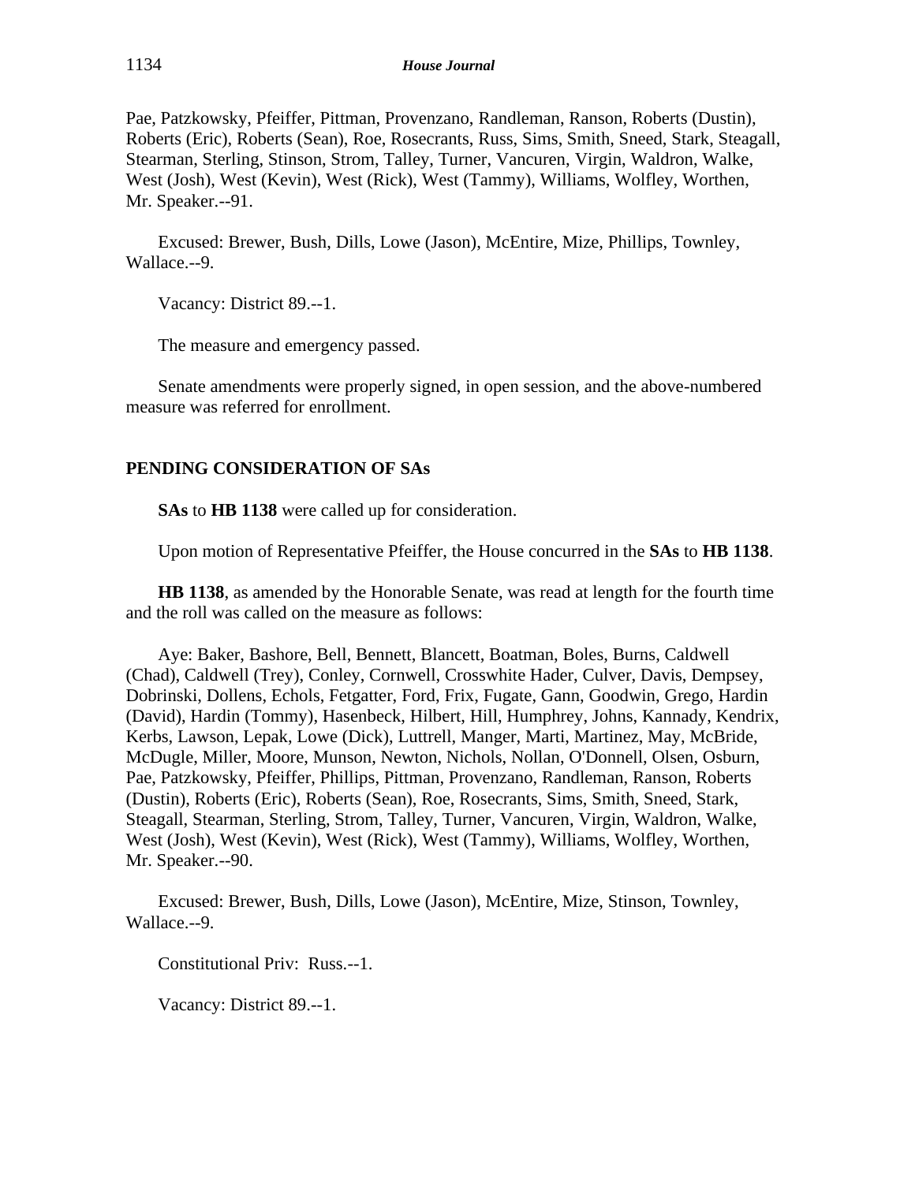Pae, Patzkowsky, Pfeiffer, Pittman, Provenzano, Randleman, Ranson, Roberts (Dustin), Roberts (Eric), Roberts (Sean), Roe, Rosecrants, Russ, Sims, Smith, Sneed, Stark, Steagall, Stearman, Sterling, Stinson, Strom, Talley, Turner, Vancuren, Virgin, Waldron, Walke, West (Josh), West (Kevin), West (Rick), West (Tammy), Williams, Wolfley, Worthen, Mr. Speaker.--91.

Excused: Brewer, Bush, Dills, Lowe (Jason), McEntire, Mize, Phillips, Townley, Wallace.--9.

Vacancy: District 89.--1.

The measure and emergency passed.

Senate amendments were properly signed, in open session, and the above-numbered measure was referred for enrollment.

## PENDING CONSIDERATION OF SAs

**SAs** to **HB 1138** were called up for consideration.

Upon motion of Representative Pfeiffer, the House concurred in the **SAs** to **HB 1138**.

**HB 1138**, as amended by the Honorable Senate, was read at length for the fourth time and the roll was called on the measure as follows:

Aye: Baker, Bashore, Bell, Bennett, Blancett, Boatman, Boles, Burns, Caldwell (Chad), Caldwell (Trey), Conley, Cornwell, Crosswhite Hader, Culver, Davis, Dempsey, Dobrinski, Dollens, Echols, Fetgatter, Ford, Frix, Fugate, Gann, Goodwin, Grego, Hardin (David), Hardin (Tommy), Hasenbeck, Hilbert, Hill, Humphrey, Johns, Kannady, Kendrix, Kerbs, Lawson, Lepak, Lowe (Dick), Luttrell, Manger, Marti, Martinez, May, McBride, McDugle, Miller, Moore, Munson, Newton, Nichols, Nollan, O'Donnell, Olsen, Osburn, Pae, Patzkowsky, Pfeiffer, Phillips, Pittman, Provenzano, Randleman, Ranson, Roberts (Dustin), Roberts (Eric), Roberts (Sean), Roe, Rosecrants, Sims, Smith, Sneed, Stark, Steagall, Stearman, Sterling, Strom, Talley, Turner, Vancuren, Virgin, Waldron, Walke, West (Josh), West (Kevin), West (Rick), West (Tammy), Williams, Wolfley, Worthen, Mr. Speaker.--90.

Excused: Brewer, Bush, Dills, Lowe (Jason), McEntire, Mize, Stinson, Townley, Wallace.--9.

Constitutional Priv: Russ.--1.

Vacancy: District 89.--1.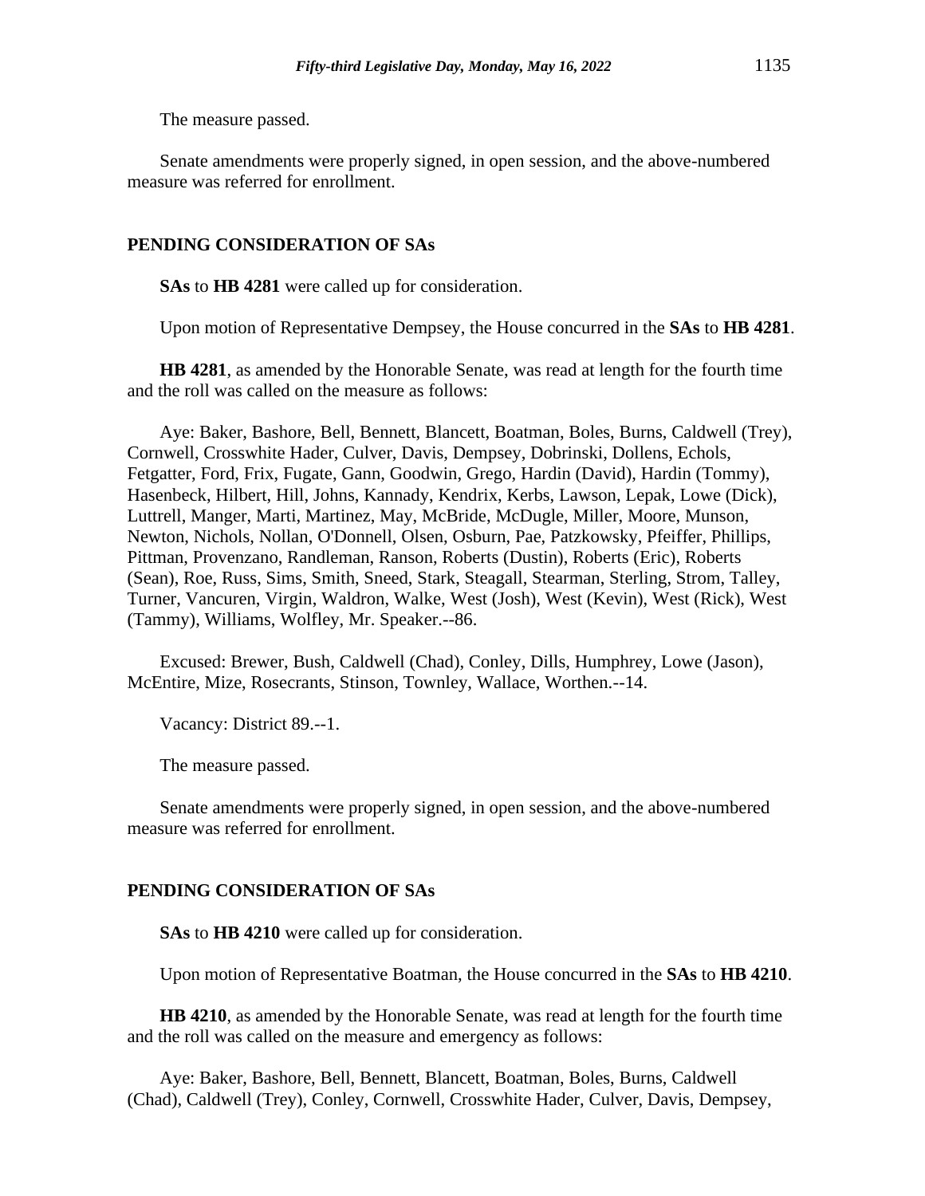The measure passed.

Senate amendments were properly signed, in open session, and the above-numbered measure was referred for enrollment.

## PENDING CONSIDERATION OF SAs

**SAs** to **HB 4281** were called up for consideration.

Upon motion of Representative Dempsey, the House concurred in the **SAs** to **HB 4281**.

**HB 4281**, as amended by the Honorable Senate, was read at length for the fourth time and the roll was called on the measure as follows:

Aye: Baker, Bashore, Bell, Bennett, Blancett, Boatman, Boles, Burns, Caldwell (Trey), Cornwell, Crosswhite Hader, Culver, Davis, Dempsey, Dobrinski, Dollens, Echols, Fetgatter, Ford, Frix, Fugate, Gann, Goodwin, Grego, Hardin (David), Hardin (Tommy), Hasenbeck, Hilbert, Hill, Johns, Kannady, Kendrix, Kerbs, Lawson, Lepak, Lowe (Dick), Luttrell, Manger, Marti, Martinez, May, McBride, McDugle, Miller, Moore, Munson, Newton, Nichols, Nollan, O'Donnell, Olsen, Osburn, Pae, Patzkowsky, Pfeiffer, Phillips, Pittman, Provenzano, Randleman, Ranson, Roberts (Dustin), Roberts (Eric), Roberts (Sean), Roe, Russ, Sims, Smith, Sneed, Stark, Steagall, Stearman, Sterling, Strom, Talley, Turner, Vancuren, Virgin, Waldron, Walke, West (Josh), West (Kevin), West (Rick), West (Tammy), Williams, Wolfley, Mr. Speaker.--86.

Excused: Brewer, Bush, Caldwell (Chad), Conley, Dills, Humphrey, Lowe (Jason), McEntire, Mize, Rosecrants, Stinson, Townley, Wallace, Worthen.--14.

Vacancy: District 89.--1.

The measure passed.

Senate amendments were properly signed, in open session, and the above-numbered measure was referred for enrollment.

## PENDING CONSIDERATION OF SAs

**SAs** to **HB 4210** were called up for consideration.

Upon motion of Representative Boatman, the House concurred in the **SAs** to **HB 4210**.

**HB 4210**, as amended by the Honorable Senate, was read at length for the fourth time and the roll was called on the measure and emergency as follows:

Aye: Baker, Bashore, Bell, Bennett, Blancett, Boatman, Boles, Burns, Caldwell (Chad), Caldwell (Trey), Conley, Cornwell, Crosswhite Hader, Culver, Davis, Dempsey,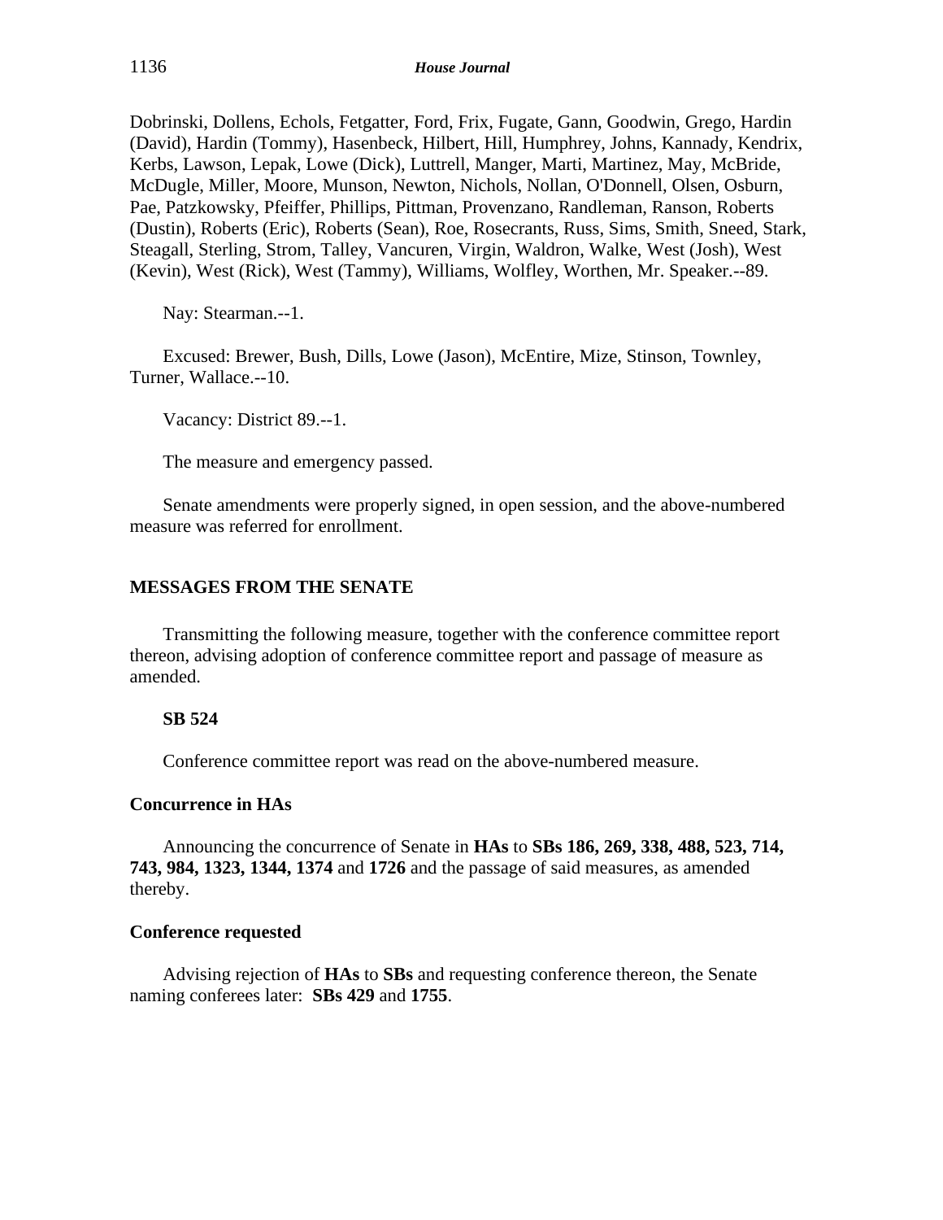Dobrinski, Dollens, Echols, Fetgatter, Ford, Frix, Fugate, Gann, Goodwin, Grego, Hardin (David), Hardin (Tommy), Hasenbeck, Hilbert, Hill, Humphrey, Johns, Kannady, Kendrix, Kerbs, Lawson, Lepak, Lowe (Dick), Luttrell, Manger, Marti, Martinez, May, McBride, McDugle, Miller, Moore, Munson, Newton, Nichols, Nollan, O'Donnell, Olsen, Osburn, Pae, Patzkowsky, Pfeiffer, Phillips, Pittman, Provenzano, Randleman, Ranson, Roberts (Dustin), Roberts (Eric), Roberts (Sean), Roe, Rosecrants, Russ, Sims, Smith, Sneed, Stark, Steagall, Sterling, Strom, Talley, Vancuren, Virgin, Waldron, Walke, West (Josh), West (Kevin), West (Rick), West (Tammy), Williams, Wolfley, Worthen, Mr. Speaker.--89.

Nay: Stearman.--1.

Excused: Brewer, Bush, Dills, Lowe (Jason), McEntire, Mize, Stinson, Townley, Turner, Wallace.--10.

Vacancy: District 89.--1.

The measure and emergency passed.

Senate amendments were properly signed, in open session, and the above-numbered measure was referred for enrollment.

## MESSAGES FROM THE SENATE

Transmitting the following measure, together with the conference committee report thereon, advising adoption of conference committee report and passage of measure as amended.

**SB 524**

Conference committee report was read on the above-numbered measure.

### Concurrence in HAs

Announcing the concurrence of Senate in **HAs** to **SBs 186, 269, 338, 488, 523, 714, 743, 984, 1323, 1344, 1374** and **1726** and the passage of said measures, as amended thereby.

### Conference requested

Advising rejection of **HAs** to **SBs** and requesting conference thereon, the Senate naming conferees later: **SBs 429** and **1755**.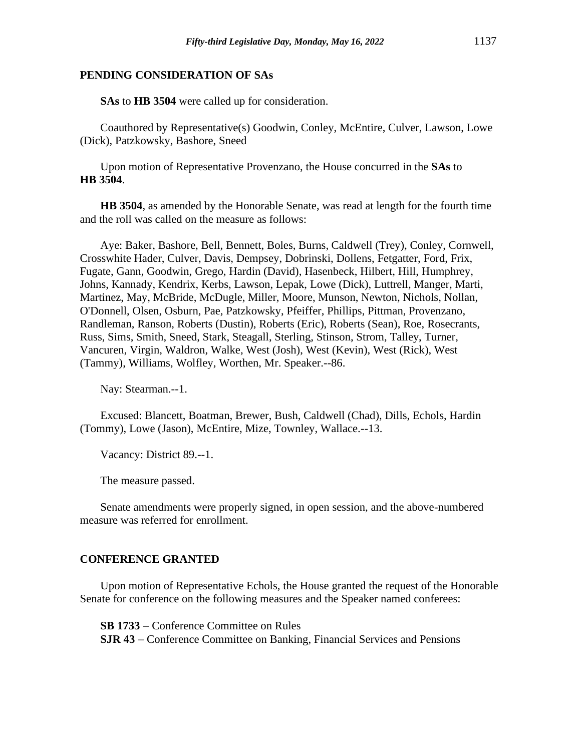## PENDING CONSIDERATION OF SAs

**SAs** to **HB 3504** were called up for consideration.

Coauthored by Representative(s) Goodwin, Conley, McEntire, Culver, Lawson, Lowe (Dick), Patzkowsky, Bashore, Sneed

Upon motion of Representative Provenzano, the House concurred in the **SAs** to **HB 3504**.

**HB 3504**, as amended by the Honorable Senate, was read at length for the fourth time and the roll was called on the measure as follows:

Aye: Baker, Bashore, Bell, Bennett, Boles, Burns, Caldwell (Trey), Conley, Cornwell, Crosswhite Hader, Culver, Davis, Dempsey, Dobrinski, Dollens, Fetgatter, Ford, Frix, Fugate, Gann, Goodwin, Grego, Hardin (David), Hasenbeck, Hilbert, Hill, Humphrey, Johns, Kannady, Kendrix, Kerbs, Lawson, Lepak, Lowe (Dick), Luttrell, Manger, Marti, Martinez, May, McBride, McDugle, Miller, Moore, Munson, Newton, Nichols, Nollan, O'Donnell, Olsen, Osburn, Pae, Patzkowsky, Pfeiffer, Phillips, Pittman, Provenzano, Randleman, Ranson, Roberts (Dustin), Roberts (Eric), Roberts (Sean), Roe, Rosecrants, Russ, Sims, Smith, Sneed, Stark, Steagall, Sterling, Stinson, Strom, Talley, Turner, Vancuren, Virgin, Waldron, Walke, West (Josh), West (Kevin), West (Rick), West (Tammy), Williams, Wolfley, Worthen, Mr. Speaker.--86.

Nay: Stearman.--1.

Excused: Blancett, Boatman, Brewer, Bush, Caldwell (Chad), Dills, Echols, Hardin (Tommy), Lowe (Jason), McEntire, Mize, Townley, Wallace.--13.

Vacancy: District 89.--1.

The measure passed.

Senate amendments were properly signed, in open session, and the above-numbered measure was referred for enrollment.

## CONFERENCE GRANTED

Upon motion of Representative Echols, the House granted the request of the Honorable Senate for conference on the following measures and the Speaker named conferees:

**SB 1733** – Conference Committee on Rules
**SJR 43** – Conference Committee on Banking, Financial Services and Pensions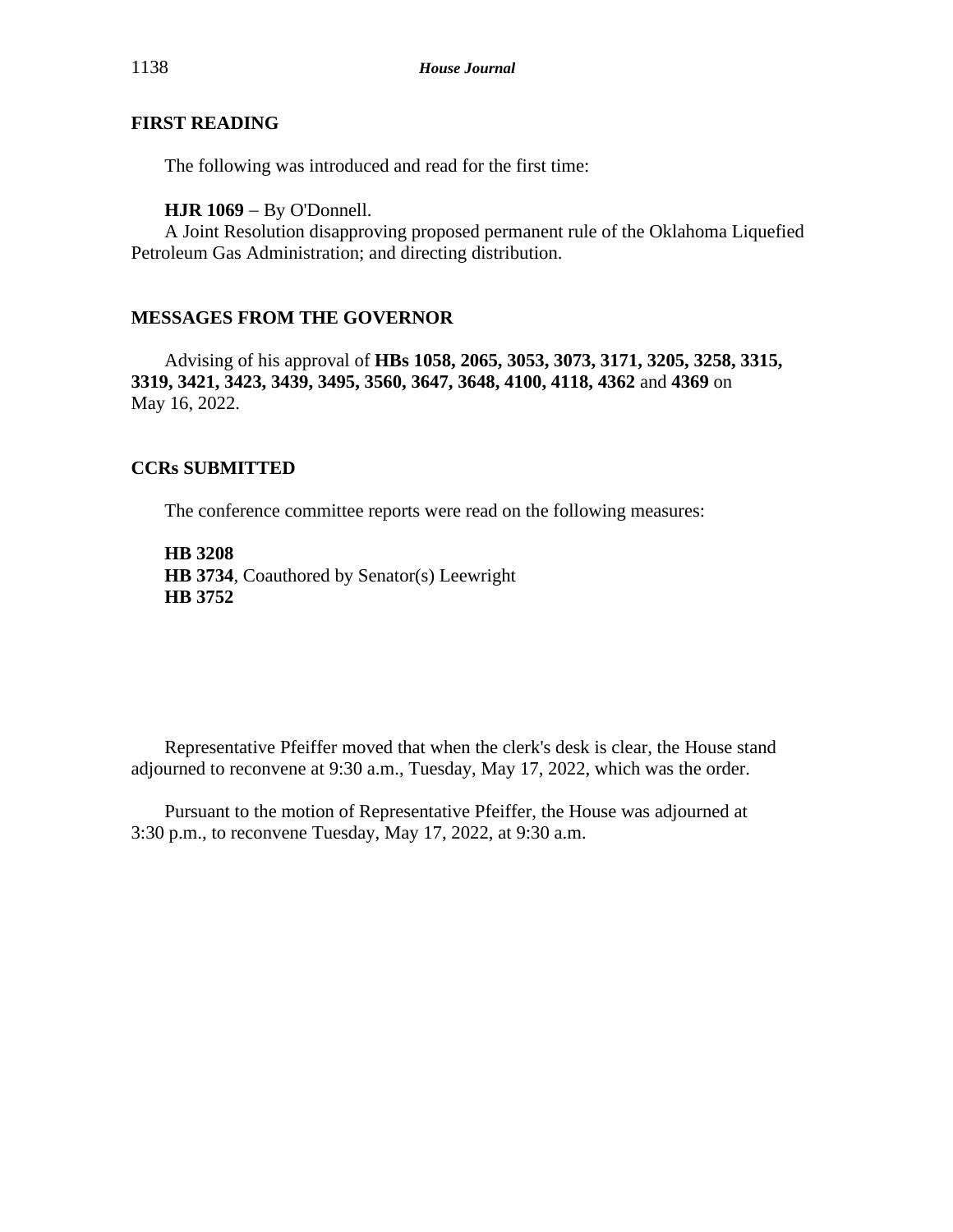## FIRST READING

The following was introduced and read for the first time:

**HJR 1069** − By O'Donnell.
A Joint Resolution disapproving proposed permanent rule of the Oklahoma Liquefied Petroleum Gas Administration; and directing distribution.

## MESSAGES FROM THE GOVERNOR

Advising of his approval of **HBs 1058, 2065, 3053, 3073, 3171, 3205, 3258, 3315, 3319, 3421, 3423, 3439, 3495, 3560, 3647, 3648, 4100, 4118, 4362** and **4369** on May 16, 2022.

## CCRs SUBMITTED

The conference committee reports were read on the following measures:

**HB 3208**
**HB 3734**, Coauthored by Senator(s) Leewright
**HB 3752**

Representative Pfeiffer moved that when the clerk's desk is clear, the House stand adjourned to reconvene at 9:30 a.m., Tuesday, May 17, 2022, which was the order.

Pursuant to the motion of Representative Pfeiffer, the House was adjourned at 3:30 p.m., to reconvene Tuesday, May 17, 2022, at 9:30 a.m.